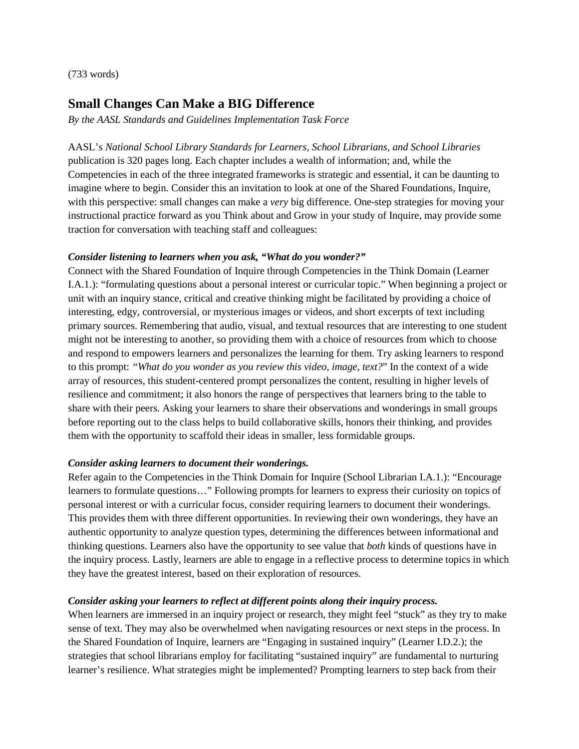(733 words)

## Small Changes Can Make a BIG Difference

*By the AASL Standards and Guidelines Implementation Task Force*

AASL's *National School Library Standards for Learners, School Librarians, and School Libraries* publication is 320 pages long. Each chapter includes a wealth of information; and, while the Competencies in each of the three integrated frameworks is strategic and essential, it can be daunting to imagine where to begin. Consider this an invitation to look at one of the Shared Foundations, Inquire, with this perspective: small changes can make a *very* big difference. One-step strategies for moving your instructional practice forward as you Think about and Grow in your study of Inquire, may provide some traction for conversation with teaching staff and colleagues:

***Consider listening to learners when you ask, "What do you wonder?"***

Connect with the Shared Foundation of Inquire through Competencies in the Think Domain (Learner I.A.1.): "formulating questions about a personal interest or curricular topic." When beginning a project or unit with an inquiry stance, critical and creative thinking might be facilitated by providing a choice of interesting, edgy, controversial, or mysterious images or videos, and short excerpts of text including primary sources. Remembering that audio, visual, and textual resources that are interesting to one student might not be interesting to another, so providing them with a choice of resources from which to choose and respond to empowers learners and personalizes the learning for them. Try asking learners to respond to this prompt: *"What do you wonder as you review this video, image, text?*" In the context of a wide array of resources, this student-centered prompt personalizes the content, resulting in higher levels of resilience and commitment; it also honors the range of perspectives that learners bring to the table to share with their peers. Asking your learners to share their observations and wonderings in small groups before reporting out to the class helps to build collaborative skills, honors their thinking, and provides them with the opportunity to scaffold their ideas in smaller, less formidable groups.

***Consider asking learners to document their wonderings.***

Refer again to the Competencies in the Think Domain for Inquire (School Librarian I.A.1.): "Encourage learners to formulate questions…" Following prompts for learners to express their curiosity on topics of personal interest or with a curricular focus, consider requiring learners to document their wonderings. This provides them with three different opportunities. In reviewing their own wonderings, they have an authentic opportunity to analyze question types, determining the differences between informational and thinking questions. Learners also have the opportunity to see value that *both* kinds of questions have in the inquiry process. Lastly, learners are able to engage in a reflective process to determine topics in which they have the greatest interest, based on their exploration of resources.

***Consider asking your learners to reflect at different points along their inquiry process.***

When learners are immersed in an inquiry project or research, they might feel "stuck" as they try to make sense of text. They may also be overwhelmed when navigating resources or next steps in the process. In the Shared Foundation of Inquire, learners are "Engaging in sustained inquiry" (Learner I.D.2.); the strategies that school librarians employ for facilitating "sustained inquiry" are fundamental to nurturing learner's resilience. What strategies might be implemented? Prompting learners to step back from their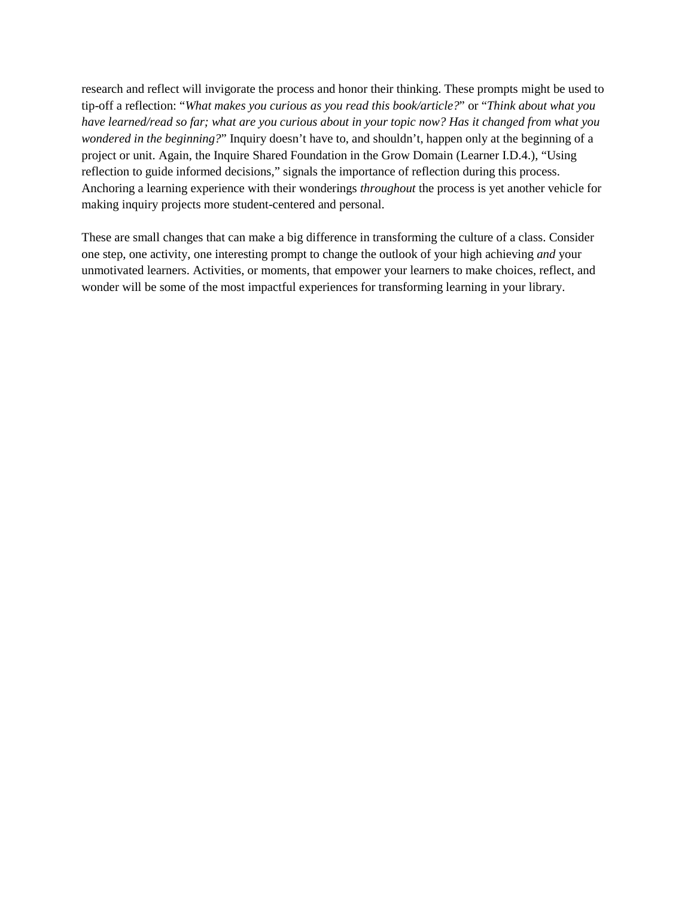research and reflect will invigorate the process and honor their thinking. These prompts might be used to tip-off a reflection: "*What makes you curious as you read this book/article?*" or "*Think about what you have learned/read so far; what are you curious about in your topic now? Has it changed from what you wondered in the beginning?*" Inquiry doesn't have to, and shouldn't, happen only at the beginning of a project or unit. Again, the Inquire Shared Foundation in the Grow Domain (Learner I.D.4.), "Using reflection to guide informed decisions," signals the importance of reflection during this process. Anchoring a learning experience with their wonderings *throughout* the process is yet another vehicle for making inquiry projects more student-centered and personal.

These are small changes that can make a big difference in transforming the culture of a class. Consider one step, one activity, one interesting prompt to change the outlook of your high achieving *and* your unmotivated learners. Activities, or moments, that empower your learners to make choices, reflect, and wonder will be some of the most impactful experiences for transforming learning in your library.